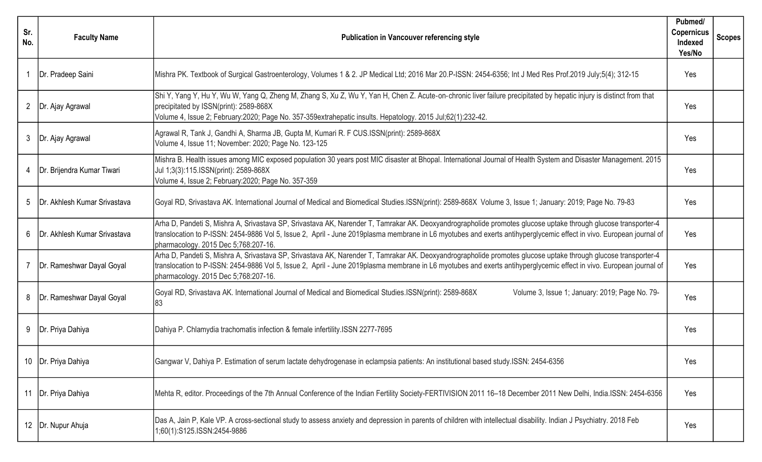| Sr. No. | Faculty Name | Publication in Vancouver referencing style | Pubmed/ Copernicus Indexed Yes/No | Scopes |
|---|---|---|---|---|
| 1 | Dr. Pradeep Saini | Mishra PK. Textbook of Surgical Gastroenterology, Volumes 1 & 2. JP Medical Ltd; 2016 Mar 20.P-ISSN: 2454-6356; Int J Med Res Prof.2019 July;5(4); 312-15 | Yes | |
| 2 | Dr. Ajay Agrawal | Shi Y, Yang Y, Hu Y, Wu W, Yang Q, Zheng M, Zhang S, Xu Z, Wu Y, Yan H, Chen Z. Acute-on-chronic liver failure precipitated by hepatic injury is distinct from that precipitated by ISSN(print): 2589-868X Volume 4, Issue 2; February:2020; Page No. 357-359extrahepatic insults. Hepatology. 2015 Jul;62(1):232-42. | Yes | |
| 3 | Dr. Ajay Agrawal | Agrawal R, Tank J, Gandhi A, Sharma JB, Gupta M, Kumari R. F CUS.ISSN(print): 2589-868X Volume 4, Issue 11; November: 2020; Page No. 123-125 | Yes | |
| 4 | Dr. Brijendra Kumar Tiwari | Mishra B. Health issues among MIC exposed population 30 years post MIC disaster at Bhopal. International Journal of Health System and Disaster Management. 2015 Jul 1;3(3):115.ISSN(print): 2589-868X Volume 4, Issue 2; February:2020; Page No. 357-359 | Yes | |
| 5 | Dr. Akhlesh Kumar Srivastava | Goyal RD, Srivastava AK. International Journal of Medical and Biomedical Studies.ISSN(print): 2589-868X Volume 3, Issue 1; January: 2019; Page No. 79-83 | Yes | |
| 6 | Dr. Akhlesh Kumar Srivastava | Arha D, Pandeti S, Mishra A, Srivastava SP, Srivastava AK, Narender T, Tamrakar AK. Deoxyandrographolide promotes glucose uptake through glucose transporter-4 translocation to P-ISSN: 2454-9886 Vol 5, Issue 2, April - June 2019plasma membrane in L6 myotubes and exerts antihyperglycemic effect in vivo. European journal of pharmacology. 2015 Dec 5;768:207-16. | Yes | |
| 7 | Dr. Rameshwar Dayal Goyal | Arha D, Pandeti S, Mishra A, Srivastava SP, Srivastava AK, Narender T, Tamrakar AK. Deoxyandrographolide promotes glucose uptake through glucose transporter-4 translocation to P-ISSN: 2454-9886 Vol 5, Issue 2, April - June 2019plasma membrane in L6 myotubes and exerts antihyperglycemic effect in vivo. European journal of pharmacology. 2015 Dec 5;768:207-16. | Yes | |
| 8 | Dr. Rameshwar Dayal Goyal | Goyal RD, Srivastava AK. International Journal of Medical and Biomedical Studies.ISSN(print): 2589-868X Volume 3, Issue 1; January: 2019; Page No. 79-83 | Yes | |
| 9 | Dr. Priya Dahiya | Dahiya P. Chlamydia trachomatis infection & female infertility.ISSN 2277-7695 | Yes | |
| 10 | Dr. Priya Dahiya | Gangwar V, Dahiya P. Estimation of serum lactate dehydrogenase in eclampsia patients: An institutional based study.ISSN: 2454-6356 | Yes | |
| 11 | Dr. Priya Dahiya | Mehta R, editor. Proceedings of the 7th Annual Conference of the Indian Fertility Society-FERTIVISION 2011 16–18 December 2011 New Delhi, India.ISSN: 2454-6356 | Yes | |
| 12 | Dr. Nupur Ahuja | Das A, Jain P, Kale VP. A cross-sectional study to assess anxiety and depression in parents of children with intellectual disability. Indian J Psychiatry. 2018 Feb 1;60(1):S125.ISSN:2454-9886 | Yes | |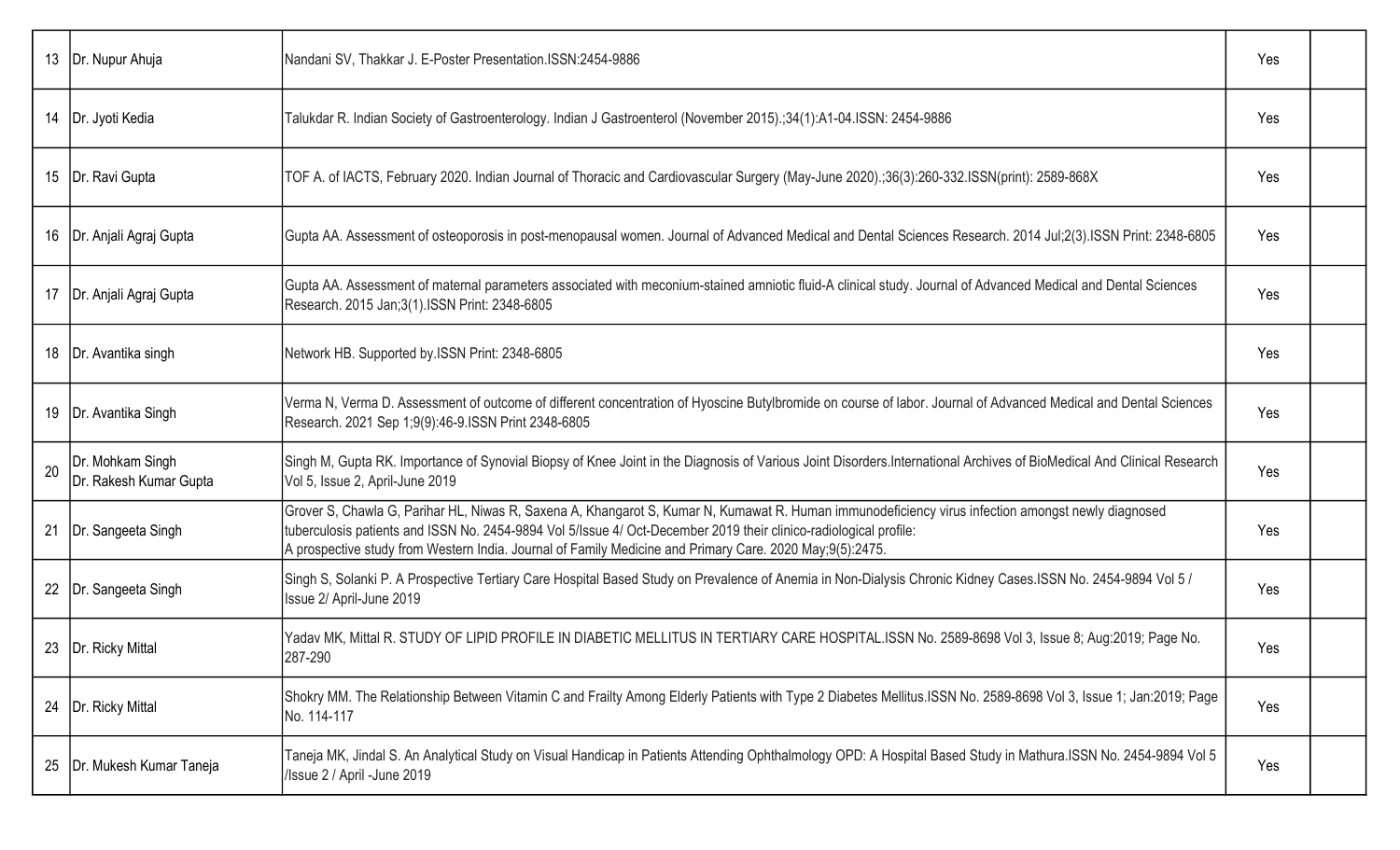| | | | | |
|---|---|---|---|---|
| 13 | Dr. Nupur Ahuja | Nandani SV, Thakkar J. E-Poster Presentation.ISSN:2454-9886 | Yes | |
| 14 | Dr. Jyoti Kedia | Talukdar R. Indian Society of Gastroenterology. Indian J Gastroenterol (November 2015).;34(1):A1-04.ISSN: 2454-9886 | Yes | |
| 15 | Dr. Ravi Gupta | TOF A. of IACTS, February 2020. Indian Journal of Thoracic and Cardiovascular Surgery (May-June 2020).;36(3):260-332.ISSN(print): 2589-868X | Yes | |
| 16 | Dr. Anjali Agraj Gupta | Gupta AA. Assessment of osteoporosis in post-menopausal women. Journal of Advanced Medical and Dental Sciences Research. 2014 Jul;2(3).ISSN Print: 2348-6805 | Yes | |
| 17 | Dr. Anjali Agraj Gupta | Gupta AA. Assessment of maternal parameters associated with meconium-stained amniotic fluid-A clinical study. Journal of Advanced Medical and Dental Sciences Research. 2015 Jan;3(1).ISSN Print: 2348-6805 | Yes | |
| 18 | Dr. Avantika singh | Network HB. Supported by.ISSN Print: 2348-6805 | Yes | |
| 19 | Dr. Avantika Singh | Verma N, Verma D. Assessment of outcome of different concentration of Hyoscine Butylbromide on course of labor. Journal of Advanced Medical and Dental Sciences Research. 2021 Sep 1;9(9):46-9.ISSN Print 2348-6805 | Yes | |
| 20 | Dr. Mohkam Singh<br>Dr. Rakesh Kumar Gupta | Singh M, Gupta RK. Importance of Synovial Biopsy of Knee Joint in the Diagnosis of Various Joint Disorders.International Archives of BioMedical And Clinical Research Vol 5, Issue 2, April-June 2019 | Yes | |
| 21 | Dr. Sangeeta Singh | Grover S, Chawla G, Parihar HL, Niwas R, Saxena A, Khangarot S, Kumar N, Kumawat R. Human immunodeficiency virus infection amongst newly diagnosed tuberculosis patients and ISSN No. 2454-9894 Vol 5/Issue 4/ Oct-December 2019 their clinico-radiological profile: A prospective study from Western India. Journal of Family Medicine and Primary Care. 2020 May;9(5):2475. | Yes | |
| 22 | Dr. Sangeeta Singh | Singh S, Solanki P. A Prospective Tertiary Care Hospital Based Study on Prevalence of Anemia in Non-Dialysis Chronic Kidney Cases.ISSN No. 2454-9894 Vol 5 / Issue 2/ April-June 2019 | Yes | |
| 23 | Dr. Ricky Mittal | Yadav MK, Mittal R. STUDY OF LIPID PROFILE IN DIABETIC MELLITUS IN TERTIARY CARE HOSPITAL.ISSN No. 2589-8698 Vol 3, Issue 8; Aug:2019; Page No. 287-290 | Yes | |
| 24 | Dr. Ricky Mittal | Shokry MM. The Relationship Between Vitamin C and Frailty Among Elderly Patients with Type 2 Diabetes Mellitus.ISSN No. 2589-8698 Vol 3, Issue 1; Jan:2019; Page No. 114-117 | Yes | |
| 25 | Dr. Mukesh Kumar Taneja | Taneja MK, Jindal S. An Analytical Study on Visual Handicap in Patients Attending Ophthalmology OPD: A Hospital Based Study in Mathura.ISSN No. 2454-9894 Vol 5 /Issue 2 / April -June 2019 | Yes | |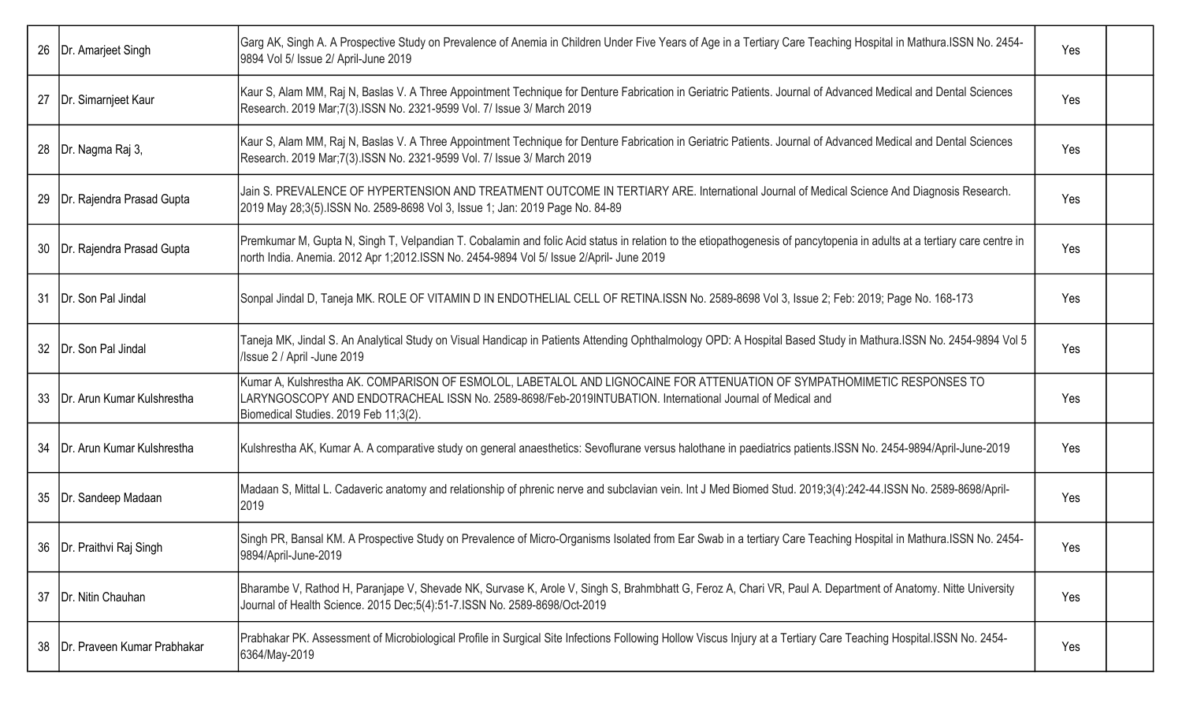| 26 | Dr. Amarjeet Singh | Garg AK, Singh A. A Prospective Study on Prevalence of Anemia in Children Under Five Years of Age in a Tertiary Care Teaching Hospital in Mathura.ISSN No. 2454-9894 Vol 5/ Issue 2/ April-June 2019 | Yes | |
|---|---|---|---|---|
| 27 | Dr. Simarnjeet Kaur | Kaur S, Alam MM, Raj N, Baslas V. A Three Appointment Technique for Denture Fabrication in Geriatric Patients. Journal of Advanced Medical and Dental Sciences Research. 2019 Mar;7(3).ISSN No. 2321-9599 Vol. 7/ Issue 3/ March 2019 | Yes | |
| 28 | Dr. Nagma Raj 3, | Kaur S, Alam MM, Raj N, Baslas V. A Three Appointment Technique for Denture Fabrication in Geriatric Patients. Journal of Advanced Medical and Dental Sciences Research. 2019 Mar;7(3).ISSN No. 2321-9599 Vol. 7/ Issue 3/ March 2019 | Yes | |
| 29 | Dr. Rajendra Prasad Gupta | Jain S. PREVALENCE OF HYPERTENSION AND TREATMENT OUTCOME IN TERTIARY ARE. International Journal of Medical Science And Diagnosis Research. 2019 May 28;3(5).ISSN No. 2589-8698 Vol 3, Issue 1; Jan: 2019 Page No. 84-89 | Yes | |
| 30 | Dr. Rajendra Prasad Gupta | Premkumar M, Gupta N, Singh T, Velpandian T. Cobalamin and folic Acid status in relation to the etiopathogenesis of pancytopenia in adults at a tertiary care centre in north India. Anemia. 2012 Apr 1;2012.ISSN No. 2454-9894 Vol 5/ Issue 2/April- June 2019 | Yes | |
| 31 | Dr. Son Pal Jindal | Sonpal Jindal D, Taneja MK. ROLE OF VITAMIN D IN ENDOTHELIAL CELL OF RETINA.ISSN No. 2589-8698 Vol 3, Issue 2; Feb: 2019; Page No. 168-173 | Yes | |
| 32 | Dr. Son Pal Jindal | Taneja MK, Jindal S. An Analytical Study on Visual Handicap in Patients Attending Ophthalmology OPD: A Hospital Based Study in Mathura.ISSN No. 2454-9894 Vol 5 /Issue 2 / April -June 2019 | Yes | |
| 33 | Dr. Arun Kumar Kulshrestha | Kumar A, Kulshrestha AK. COMPARISON OF ESMOLOL, LABETALOL AND LIGNOCAINE FOR ATTENUATION OF SYMPATHOMIMETIC RESPONSES TO LARYNGOSCOPY AND ENDOTRACHEAL ISSN No. 2589-8698/Feb-2019INTUBATION. International Journal of Medical and Biomedical Studies. 2019 Feb 11;3(2). | Yes | |
| 34 | Dr. Arun Kumar Kulshrestha | Kulshrestha AK, Kumar A. A comparative study on general anaesthetics: Sevoflurane versus halothane in paediatrics patients.ISSN No. 2454-9894/April-June-2019 | Yes | |
| 35 | Dr. Sandeep Madaan | Madaan S, Mittal L. Cadaveric anatomy and relationship of phrenic nerve and subclavian vein. Int J Med Biomed Stud. 2019;3(4):242-44.ISSN No. 2589-8698/April-2019 | Yes | |
| 36 | Dr. Praithvi Raj Singh | Singh PR, Bansal KM. A Prospective Study on Prevalence of Micro-Organisms Isolated from Ear Swab in a tertiary Care Teaching Hospital in Mathura.ISSN No. 2454-9894/April-June-2019 | Yes | |
| 37 | Dr. Nitin Chauhan | Bharambe V, Rathod H, Paranjape V, Shevade NK, Survase K, Arole V, Singh S, Brahmbhatt G, Feroz A, Chari VR, Paul A. Department of Anatomy. Nitte University Journal of Health Science. 2015 Dec;5(4):51-7.ISSN No. 2589-8698/Oct-2019 | Yes | |
| 38 | Dr. Praveen Kumar Prabhakar | Prabhakar PK. Assessment of Microbiological Profile in Surgical Site Infections Following Hollow Viscus Injury at a Tertiary Care Teaching Hospital.ISSN No. 2454-6364/May-2019 | Yes | |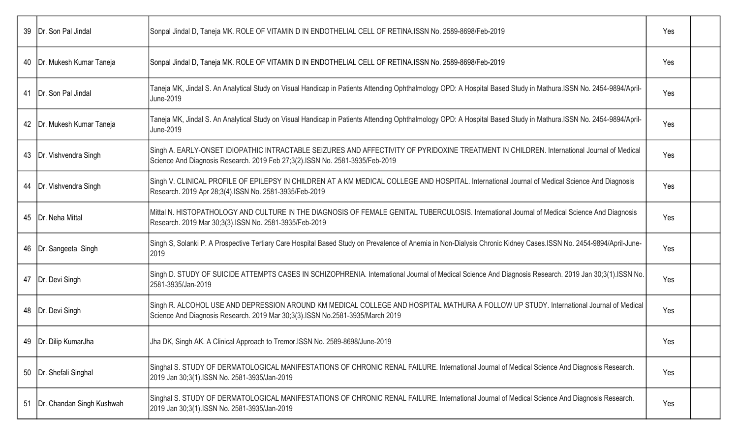| | | | | |
|---|---|---|---|---|
| 39 | Dr. Son Pal Jindal | Sonpal Jindal D, Taneja MK. ROLE OF VITAMIN D IN ENDOTHELIAL CELL OF RETINA.ISSN No. 2589-8698/Feb-2019 | Yes | |
| 40 | Dr. Mukesh Kumar Taneja | Sonpal Jindal D, Taneja MK. ROLE OF VITAMIN D IN ENDOTHELIAL CELL OF RETINA.ISSN No. 2589-8698/Feb-2019 | Yes | |
| 41 | Dr. Son Pal Jindal | Taneja MK, Jindal S. An Analytical Study on Visual Handicap in Patients Attending Ophthalmology OPD: A Hospital Based Study in Mathura.ISSN No. 2454-9894/April-June-2019 | Yes | |
| 42 | Dr. Mukesh Kumar Taneja | Taneja MK, Jindal S. An Analytical Study on Visual Handicap in Patients Attending Ophthalmology OPD: A Hospital Based Study in Mathura.ISSN No. 2454-9894/April-June-2019 | Yes | |
| 43 | Dr. Vishvendra Singh | Singh A. EARLY-ONSET IDIOPATHIC INTRACTABLE SEIZURES AND AFFECTIVITY OF PYRIDOXINE TREATMENT IN CHILDREN. International Journal of Medical Science And Diagnosis Research. 2019 Feb 27;3(2).ISSN No. 2581-3935/Feb-2019 | Yes | |
| 44 | Dr. Vishvendra Singh | Singh V. CLINICAL PROFILE OF EPILEPSY IN CHILDREN AT A KM MEDICAL COLLEGE AND HOSPITAL. International Journal of Medical Science And Diagnosis Research. 2019 Apr 28;3(4).ISSN No. 2581-3935/Feb-2019 | Yes | |
| 45 | Dr. Neha Mittal | Mittal N. HISTOPATHOLOGY AND CULTURE IN THE DIAGNOSIS OF FEMALE GENITAL TUBERCULOSIS. International Journal of Medical Science And Diagnosis Research. 2019 Mar 30;3(3).ISSN No. 2581-3935/Feb-2019 | Yes | |
| 46 | Dr. Sangeeta Singh | Singh S, Solanki P. A Prospective Tertiary Care Hospital Based Study on Prevalence of Anemia in Non-Dialysis Chronic Kidney Cases.ISSN No. 2454-9894/April-June-2019 | Yes | |
| 47 | Dr. Devi Singh | Singh D. STUDY OF SUICIDE ATTEMPTS CASES IN SCHIZOPHRENIA. International Journal of Medical Science And Diagnosis Research. 2019 Jan 30;3(1).ISSN No. 2581-3935/Jan-2019 | Yes | |
| 48 | Dr. Devi Singh | Singh R. ALCOHOL USE AND DEPRESSION AROUND KM MEDICAL COLLEGE AND HOSPITAL MATHURA A FOLLOW UP STUDY. International Journal of Medical Science And Diagnosis Research. 2019 Mar 30;3(3).ISSN No.2581-3935/March 2019 | Yes | |
| 49 | Dr. Dilip KumarJha | Jha DK, Singh AK. A Clinical Approach to Tremor.ISSN No. 2589-8698/June-2019 | Yes | |
| 50 | Dr. Shefali Singhal | Singhal S. STUDY OF DERMATOLOGICAL MANIFESTATIONS OF CHRONIC RENAL FAILURE. International Journal of Medical Science And Diagnosis Research. 2019 Jan 30;3(1).ISSN No. 2581-3935/Jan-2019 | Yes | |
| 51 | Dr. Chandan Singh Kushwah | Singhal S. STUDY OF DERMATOLOGICAL MANIFESTATIONS OF CHRONIC RENAL FAILURE. International Journal of Medical Science And Diagnosis Research. 2019 Jan 30;3(1).ISSN No. 2581-3935/Jan-2019 | Yes | |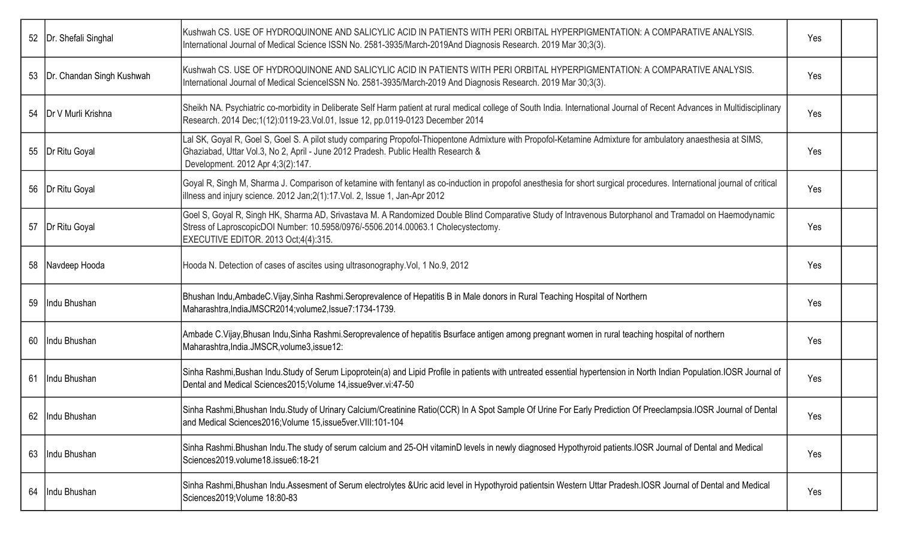| 52 | Dr. Shefali Singhal | Kushwah CS. USE OF HYDROQUINONE AND SALICYLIC ACID IN PATIENTS WITH PERI ORBITAL HYPERPIGMENTATION: A COMPARATIVE ANALYSIS. International Journal of Medical Science ISSN No. 2581-3935/March-2019And Diagnosis Research. 2019 Mar 30;3(3). | Yes | |
|---|---|---|---|---|
| 53 | Dr. Chandan Singh Kushwah | Kushwah CS. USE OF HYDROQUINONE AND SALICYLIC ACID IN PATIENTS WITH PERI ORBITAL HYPERPIGMENTATION: A COMPARATIVE ANALYSIS. International Journal of Medical ScienceISSN No. 2581-3935/March-2019 And Diagnosis Research. 2019 Mar 30;3(3). | Yes | |
| 54 | Dr V Murli Krishna | Sheikh NA. Psychiatric co-morbidity in Deliberate Self Harm patient at rural medical college of South India. International Journal of Recent Advances in Multidisciplinary Research. 2014 Dec;1(12):0119-23.Vol.01, Issue 12, pp.0119-0123 December 2014 | Yes | |
| 55 | Dr Ritu Goyal | Lal SK, Goyal R, Goel S, Goel S. A pilot study comparing Propofol-Thiopentone Admixture with Propofol-Ketamine Admixture for ambulatory anaesthesia at SIMS, Ghaziabad, Uttar Vol.3, No 2, April - June 2012 Pradesh. Public Health Research & Development. 2012 Apr 4;3(2):147. | Yes | |
| 56 | Dr Ritu Goyal | Goyal R, Singh M, Sharma J. Comparison of ketamine with fentanyl as co-induction in propofol anesthesia for short surgical procedures. International journal of critical illness and injury science. 2012 Jan;2(1):17.Vol. 2, Issue 1, Jan-Apr 2012 | Yes | |
| 57 | Dr Ritu Goyal | Goel S, Goyal R, Singh HK, Sharma AD, Srivastava M. A Randomized Double Blind Comparative Study of Intravenous Butorphanol and Tramadol on Haemodynamic Stress of LaproscopicDOI Number: 10.5958/0976/-5506.2014.00063.1 Cholecystectomy. EXECUTIVE EDITOR. 2013 Oct;4(4):315. | Yes | |
| 58 | Navdeep Hooda | Hooda N. Detection of cases of ascites using ultrasonography.Vol, 1 No.9, 2012 | Yes | |
| 59 | Indu Bhushan | Bhushan Indu,AmbadeC.Vijay,Sinha Rashmi.Seroprevalence of Hepatitis B in Male donors in Rural Teaching Hospital of Northern Maharashtra,IndiaJMSCR2014;volume2,Issue7:1734-1739. | Yes | |
| 60 | Indu Bhushan | Ambade C.Vijay,Bhusan Indu,Sinha Rashmi.Seroprevalence of hepatitis Bsurface antigen among pregnant women in rural teaching hospital of northern Maharashtra,India.JMSCR,volume3,issue12: | Yes | |
| 61 | Indu Bhushan | Sinha Rashmi,Bushan Indu.Study of Serum Lipoprotein(a) and Lipid Profile in patients with untreated essential hypertension in North Indian Population.IOSR Journal of Dental and Medical Sciences2015;Volume 14,issue9ver.vi:47-50 | Yes | |
| 62 | Indu Bhushan | Sinha Rashmi,Bhushan Indu.Study of Urinary Calcium/Creatinine Ratio(CCR) In A Spot Sample Of Urine For Early Prediction Of Preeclampsia.IOSR Journal of Dental and Medical Sciences2016;Volume 15,issue5ver.VIII:101-104 | Yes | |
| 63 | Indu Bhushan | Sinha Rashmi.Bhushan Indu.The study of serum calcium and 25-OH vitaminD levels in newly diagnosed Hypothyroid patients.IOSR Journal of Dental and Medical Sciences2019.volume18.issue6:18-21 | Yes | |
| 64 | Indu Bhushan | Sinha Rashmi,Bhushan Indu.Assesment of Serum electrolytes &Uric acid level in Hypothyroid patientsin Western Uttar Pradesh.IOSR Journal of Dental and Medical Sciences2019;Volume 18:80-83 | Yes | |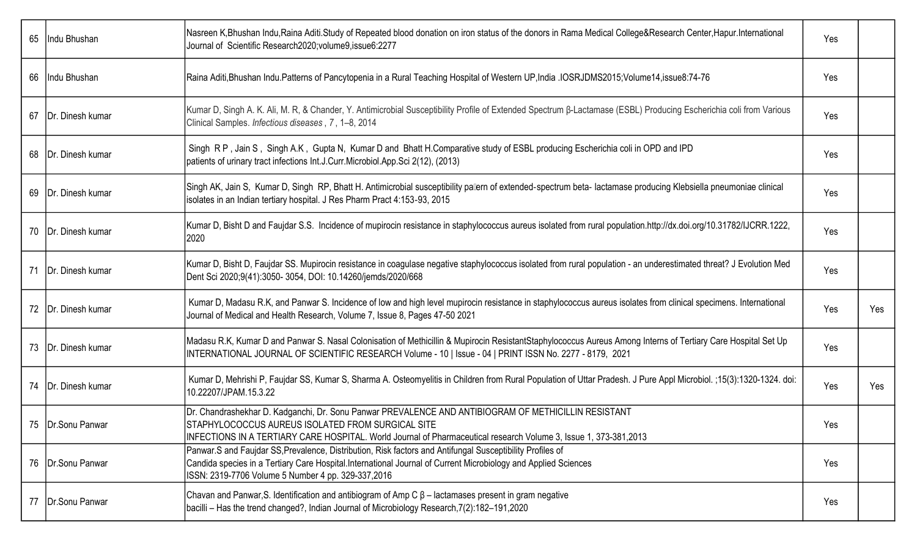| | | | | |
|---|---|---|---|---|
| 65 | Indu Bhushan | Nasreen K,Bhushan Indu,Raina Aditi.Study of Repeated blood donation on iron status of the donors in Rama Medical College&Research Center,Hapur.International Journal of Scientific Research2020;volume9,issue6:2277 | Yes | |
| 66 | Indu Bhushan | Raina Aditi,Bhushan Indu.Patterns of Pancytopenia in a Rural Teaching Hospital of Western UP,India .IOSRJDMS2015;Volume14,issue8:74-76 | Yes | |
| 67 | Dr. Dinesh kumar | Kumar D, Singh A. K. Ali, M. R, & Chander, Y. Antimicrobial Susceptibility Profile of Extended Spectrum β-Lactamase (ESBL) Producing Escherichia coli from Various Clinical Samples. *Infectious diseases* , 7 , 1–8, 2014 | Yes | |
| 68 | Dr. Dinesh kumar | Singh R P , Jain S , Singh A.K , Gupta N, Kumar D and Bhatt H.Comparative study of ESBL producing Escherichia coli in OPD and IPD patients of urinary tract infections Int.J.Curr.Microbiol.App.Sci 2(12), (2013) | Yes | |
| 69 | Dr. Dinesh kumar | Singh AK, Jain S, Kumar D, Singh RP, Bhatt H. Antimicrobial susceptibility pattern of extended-spectrum beta- lactamase producing Klebsiella pneumoniae clinical isolates in an Indian tertiary hospital. J Res Pharm Pract 4:153-93, 2015 | Yes | |
| 70 | Dr. Dinesh kumar | Kumar D, Bisht D and Faujdar S.S. Incidence of mupirocin resistance in staphylococcus aureus isolated from rural population.http://dx.doi.org/10.31782/IJCRR.1222, 2020 | Yes | |
| 71 | Dr. Dinesh kumar | Kumar D, Bisht D, Faujdar SS. Mupirocin resistance in coagulase negative staphylococcus isolated from rural population - an underestimated threat? J Evolution Med Dent Sci 2020;9(41):3050- 3054, DOI: 10.14260/jemds/2020/668 | Yes | |
| 72 | Dr. Dinesh kumar | Kumar D, Madasu R.K, and Panwar S. Incidence of low and high level mupirocin resistance in staphylococcus aureus isolates from clinical specimens. International Journal of Medical and Health Research, Volume 7, Issue 8, Pages 47-50 2021 | Yes | Yes |
| 73 | Dr. Dinesh kumar | Madasu R.K, Kumar D and Panwar S. Nasal Colonisation of Methicillin & Mupirocin ResistantStaphylococcus Aureus Among Interns of Tertiary Care Hospital Set Up INTERNATIONAL JOURNAL OF SCIENTIFIC RESEARCH Volume - 10 \| Issue - 04 \| PRINT ISSN No. 2277 - 8179, 2021 | Yes | |
| 74 | Dr. Dinesh kumar | Kumar D, Mehrishi P, Faujdar SS, Kumar S, Sharma A. Osteomyelitis in Children from Rural Population of Uttar Pradesh. J Pure Appl Microbiol. ;15(3):1320-1324. doi: 10.22207/JPAM.15.3.22 | Yes | Yes |
| 75 | Dr.Sonu Panwar | Dr. Chandrashekhar D. Kadganchi, Dr. Sonu Panwar PREVALENCE AND ANTIBIOGRAM OF METHICILLIN RESISTANT STAPHYLOCOCCUS AUREUS ISOLATED FROM SURGICAL SITE INFECTIONS IN A TERTIARY CARE HOSPITAL. World Journal of Pharmaceutical research Volume 3, Issue 1, 373-381,2013 | Yes | |
| 76 | Dr.Sonu Panwar | Panwar.S and Faujdar SS,Prevalence, Distribution, Risk factors and Antifungal Susceptibility Profiles of Candida species in a Tertiary Care Hospital.International Journal of Current Microbiology and Applied Sciences ISSN: 2319-7706 Volume 5 Number 4 pp. 329-337,2016 | Yes | |
| 77 | Dr.Sonu Panwar | Chavan and Panwar,S. Identification and antibiogram of Amp C β – lactamases present in gram negative bacilli – Has the trend changed?, Indian Journal of Microbiology Research,7(2):182–191,2020 | Yes | |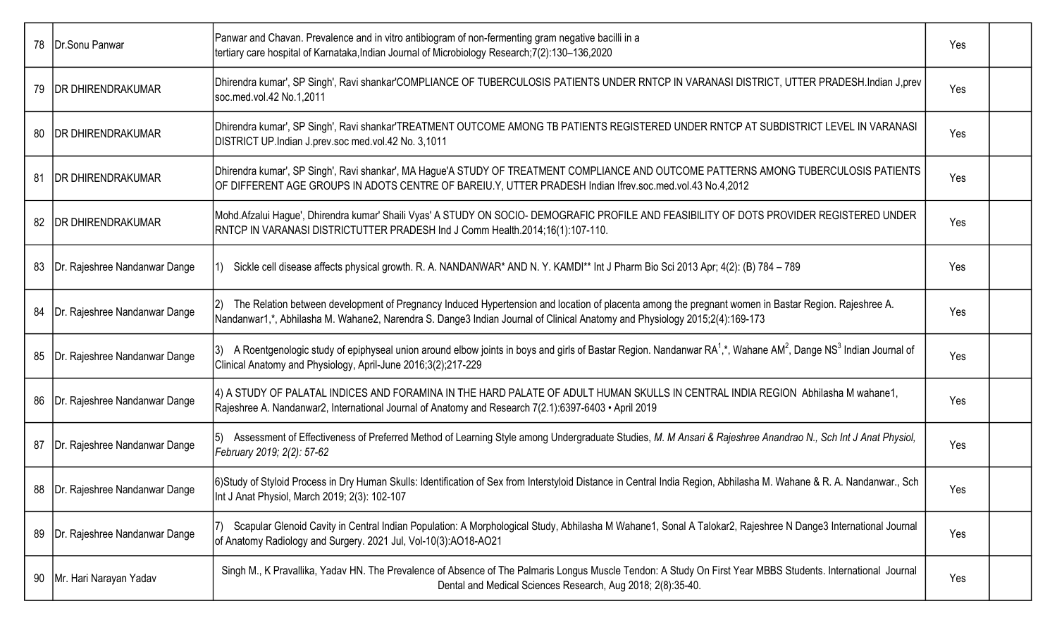| 78 | Dr.Sonu Panwar | Panwar and Chavan. Prevalence and in vitro antibiogram of non-fermenting gram negative bacilli in a tertiary care hospital of Karnataka,Indian Journal of Microbiology Research;7(2):130–136,2020 | Yes | |
|---|---|---|---|---|
| 79 | DR DHIRENDRAKUMAR | Dhirendra kumar', SP Singh', Ravi shankar'COMPLIANCE OF TUBERCULOSIS PATIENTS UNDER RNTCP IN VARANASI DISTRICT, UTTER PRADESH.Indian J,prev soc.med.vol.42 No.1,2011 | Yes | |
| 80 | DR DHIRENDRAKUMAR | Dhirendra kumar', SP Singh', Ravi shankar'TREATMENT OUTCOME AMONG TB PATIENTS REGISTERED UNDER RNTCP AT SUBDISTRICT LEVEL IN VARANASI DISTRICT UP.Indian J.prev.soc med.vol.42 No. 3,1011 | Yes | |
| 81 | DR DHIRENDRAKUMAR | Dhirendra kumar', SP Singh', Ravi shankar', MA Hague'A STUDY OF TREATMENT COMPLIANCE AND OUTCOME PATTERNS AMONG TUBERCULOSIS PATIENTS OF DIFFERENT AGE GROUPS IN ADOTS CENTRE OF BAREIU.Y, UTTER PRADESH Indian Ifrev.soc.med.vol.43 No.4,2012 | Yes | |
| 82 | DR DHIRENDRAKUMAR | Mohd.Afzalui Hague', Dhirendra kumar' Shaili Vyas' A STUDY ON SOCIO- DEMOGRAFIC PROFILE AND FEASIBILITY OF DOTS PROVIDER REGISTERED UNDER RNTCP IN VARANASI DISTRICTUTTER PRADESH Ind J Comm Health.2014;16(1):107-110. | Yes | |
| 83 | Dr. Rajeshree Nandanwar Dange | 1) Sickle cell disease affects physical growth. R. A. NANDANWAR* AND N. Y. KAMDI** Int J Pharm Bio Sci 2013 Apr; 4(2): (B) 784 – 789 | Yes | |
| 84 | Dr. Rajeshree Nandanwar Dange | 2) The Relation between development of Pregnancy Induced Hypertension and location of placenta among the pregnant women in Bastar Region. Rajeshree A. Nandanwar1,*, Abhilasha M. Wahane2, Narendra S. Dange3 Indian Journal of Clinical Anatomy and Physiology 2015;2(4):169-173 | Yes | |
| 85 | Dr. Rajeshree Nandanwar Dange | 3) A Roentgenologic study of epiphyseal union around elbow joints in boys and girls of Bastar Region. Nandanwar RA[1],*, Wahane AM[2], Dange NS[3] Indian Journal of Clinical Anatomy and Physiology, April-June 2016;3(2);217-229 | Yes | |
| 86 | Dr. Rajeshree Nandanwar Dange | 4) A STUDY OF PALATAL INDICES AND FORAMINA IN THE HARD PALATE OF ADULT HUMAN SKULLS IN CENTRAL INDIA REGION Abhilasha M wahane1, Rajeshree A. Nandanwar2, International Journal of Anatomy and Research 7(2.1):6397-6403 • April 2019 | Yes | |
| 87 | Dr. Rajeshree Nandanwar Dange | 5) Assessment of Effectiveness of Preferred Method of Learning Style among Undergraduate Studies, *M. M Ansari & Rajeshree Anandrao N., Sch Int J Anat Physiol, February 2019; 2(2): 57-62* | Yes | |
| 88 | Dr. Rajeshree Nandanwar Dange | 6)Study of Styloid Process in Dry Human Skulls: Identification of Sex from Interstyloid Distance in Central India Region, Abhilasha M. Wahane & R. A. Nandanwar., Sch Int J Anat Physiol, March 2019; 2(3): 102-107 | Yes | |
| 89 | Dr. Rajeshree Nandanwar Dange | 7) Scapular Glenoid Cavity in Central Indian Population: A Morphological Study, Abhilasha M Wahane1, Sonal A Talokar2, Rajeshree N Dange3 International Journal of Anatomy Radiology and Surgery. 2021 Jul, Vol-10(3):AO18-AO21 | Yes | |
| 90 | Mr. Hari Narayan Yadav | Singh M., K Pravallika, Yadav HN. The Prevalence of Absence of The Palmaris Longus Muscle Tendon: A Study On First Year MBBS Students. International Journal Dental and Medical Sciences Research, Aug 2018; 2(8):35-40. | Yes | |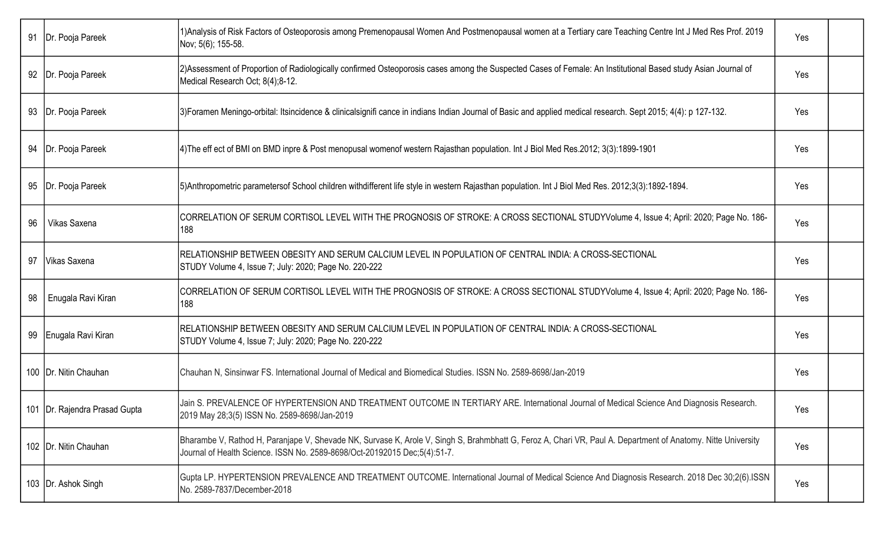| 91 | Dr. Pooja Pareek | 1)Analysis of Risk Factors of Osteoporosis among Premenopausal Women And Postmenopausal women at a Tertiary care Teaching Centre Int J Med Res Prof. 2019 Nov; 5(6); 155-58. | Yes | |
|---|---|---|---|---|
| 92 | Dr. Pooja Pareek | 2)Assessment of Proportion of Radiologically confirmed Osteoporosis cases among the Suspected Cases of Female: An Institutional Based study Asian Journal of Medical Research Oct; 8(4);8-12. | Yes | |
| 93 | Dr. Pooja Pareek | 3)Foramen Meningo-orbital: Itsincidence & clinicalsignifi cance in indians Indian Journal of Basic and applied medical research. Sept 2015; 4(4): p 127-132. | Yes | |
| 94 | Dr. Pooja Pareek | 4)The eff ect of BMI on BMD inpre & Post menopusal womenof western Rajasthan population. Int J Biol Med Res.2012; 3(3):1899-1901 | Yes | |
| 95 | Dr. Pooja Pareek | 5)Anthropometric parametersof School children withdifferent life style in western Rajasthan population. Int J Biol Med Res. 2012;3(3):1892-1894. | Yes | |
| 96 | Vikas Saxena | CORRELATION OF SERUM CORTISOL LEVEL WITH THE PROGNOSIS OF STROKE: A CROSS SECTIONAL STUDYVolume 4, Issue 4; April: 2020; Page No. 186-188 | Yes | |
| 97 | Vikas Saxena | RELATIONSHIP BETWEEN OBESITY AND SERUM CALCIUM LEVEL IN POPULATION OF CENTRAL INDIA: A CROSS-SECTIONAL STUDY Volume 4, Issue 7; July: 2020; Page No. 220-222 | Yes | |
| 98 | Enugala Ravi Kiran | CORRELATION OF SERUM CORTISOL LEVEL WITH THE PROGNOSIS OF STROKE: A CROSS SECTIONAL STUDYVolume 4, Issue 4; April: 2020; Page No. 186-188 | Yes | |
| 99 | Enugala Ravi Kiran | RELATIONSHIP BETWEEN OBESITY AND SERUM CALCIUM LEVEL IN POPULATION OF CENTRAL INDIA: A CROSS-SECTIONAL STUDY Volume 4, Issue 7; July: 2020; Page No. 220-222 | Yes | |
| 100 | Dr. Nitin Chauhan | Chauhan N, Sinsinwar FS. International Journal of Medical and Biomedical Studies. ISSN No. 2589-8698/Jan-2019 | Yes | |
| 101 | Dr. Rajendra Prasad Gupta | Jain S. PREVALENCE OF HYPERTENSION AND TREATMENT OUTCOME IN TERTIARY ARE. International Journal of Medical Science And Diagnosis Research. 2019 May 28;3(5) ISSN No. 2589-8698/Jan-2019 | Yes | |
| 102 | Dr. Nitin Chauhan | Bharambe V, Rathod H, Paranjape V, Shevade NK, Survase K, Arole V, Singh S, Brahmbhatt G, Feroz A, Chari VR, Paul A. Department of Anatomy. Nitte University Journal of Health Science. ISSN No. 2589-8698/Oct-20192015 Dec;5(4):51-7. | Yes | |
| 103 | Dr. Ashok Singh | Gupta LP. HYPERTENSION PREVALENCE AND TREATMENT OUTCOME. International Journal of Medical Science And Diagnosis Research. 2018 Dec 30;2(6).ISSN No. 2589-7837/December-2018 | Yes | |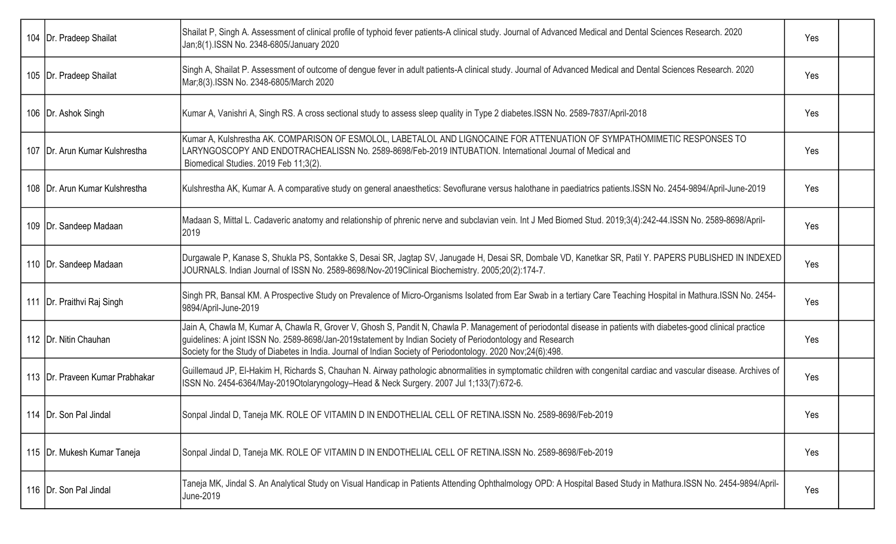| | | | | |
|---|---|---|---|---|
| 104 | Dr. Pradeep Shailat | Shailat P, Singh A. Assessment of clinical profile of typhoid fever patients-A clinical study. Journal of Advanced Medical and Dental Sciences Research. 2020 Jan;8(1).ISSN No. 2348-6805/January 2020 | Yes | |
| 105 | Dr. Pradeep Shailat | Singh A, Shailat P. Assessment of outcome of dengue fever in adult patients-A clinical study. Journal of Advanced Medical and Dental Sciences Research. 2020 Mar;8(3).ISSN No. 2348-6805/March 2020 | Yes | |
| 106 | Dr. Ashok Singh | Kumar A, Vanishri A, Singh RS. A cross sectional study to assess sleep quality in Type 2 diabetes.ISSN No. 2589-7837/April-2018 | Yes | |
| 107 | Dr. Arun Kumar Kulshrestha | Kumar A, Kulshrestha AK. COMPARISON OF ESMOLOL, LABETALOL AND LIGNOCAINE FOR ATTENUATION OF SYMPATHOMIMETIC RESPONSES TO LARYNGOSCOPY AND ENDOTRACHEALISSN No. 2589-8698/Feb-2019 INTUBATION. International Journal of Medical and Biomedical Studies. 2019 Feb 11;3(2). | Yes | |
| 108 | Dr. Arun Kumar Kulshrestha | Kulshrestha AK, Kumar A. A comparative study on general anaesthetics: Sevoflurane versus halothane in paediatrics patients.ISSN No. 2454-9894/April-June-2019 | Yes | |
| 109 | Dr. Sandeep Madaan | Madaan S, Mittal L. Cadaveric anatomy and relationship of phrenic nerve and subclavian vein. Int J Med Biomed Stud. 2019;3(4):242-44.ISSN No. 2589-8698/April-2019 | Yes | |
| 110 | Dr. Sandeep Madaan | Durgawale P, Kanase S, Shukla PS, Sontakke S, Desai SR, Jagtap SV, Janugade H, Desai SR, Dombale VD, Kanetkar SR, Patil Y. PAPERS PUBLISHED IN INDEXED JOURNALS. Indian Journal of ISSN No. 2589-8698/Nov-2019Clinical Biochemistry. 2005;20(2):174-7. | Yes | |
| 111 | Dr. Praithvi Raj Singh | Singh PR, Bansal KM. A Prospective Study on Prevalence of Micro-Organisms Isolated from Ear Swab in a tertiary Care Teaching Hospital in Mathura.ISSN No. 2454-9894/April-June-2019 | Yes | |
| 112 | Dr. Nitin Chauhan | Jain A, Chawla M, Kumar A, Chawla R, Grover V, Ghosh S, Pandit N, Chawla P. Management of periodontal disease in patients with diabetes-good clinical practice guidelines: A joint ISSN No. 2589-8698/Jan-2019statement by Indian Society of Periodontology and Research Society for the Study of Diabetes in India. Journal of Indian Society of Periodontology. 2020 Nov;24(6):498. | Yes | |
| 113 | Dr. Praveen Kumar Prabhakar | Guillemaud JP, El-Hakim H, Richards S, Chauhan N. Airway pathologic abnormalities in symptomatic children with congenital cardiac and vascular disease. Archives of ISSN No. 2454-6364/May-2019Otolaryngology–Head & Neck Surgery. 2007 Jul 1;133(7):672-6. | Yes | |
| 114 | Dr. Son Pal Jindal | Sonpal Jindal D, Taneja MK. ROLE OF VITAMIN D IN ENDOTHELIAL CELL OF RETINA.ISSN No. 2589-8698/Feb-2019 | Yes | |
| 115 | Dr. Mukesh Kumar Taneja | Sonpal Jindal D, Taneja MK. ROLE OF VITAMIN D IN ENDOTHELIAL CELL OF RETINA.ISSN No. 2589-8698/Feb-2019 | Yes | |
| 116 | Dr. Son Pal Jindal | Taneja MK, Jindal S. An Analytical Study on Visual Handicap in Patients Attending Ophthalmology OPD: A Hospital Based Study in Mathura.ISSN No. 2454-9894/April-June-2019 | Yes | |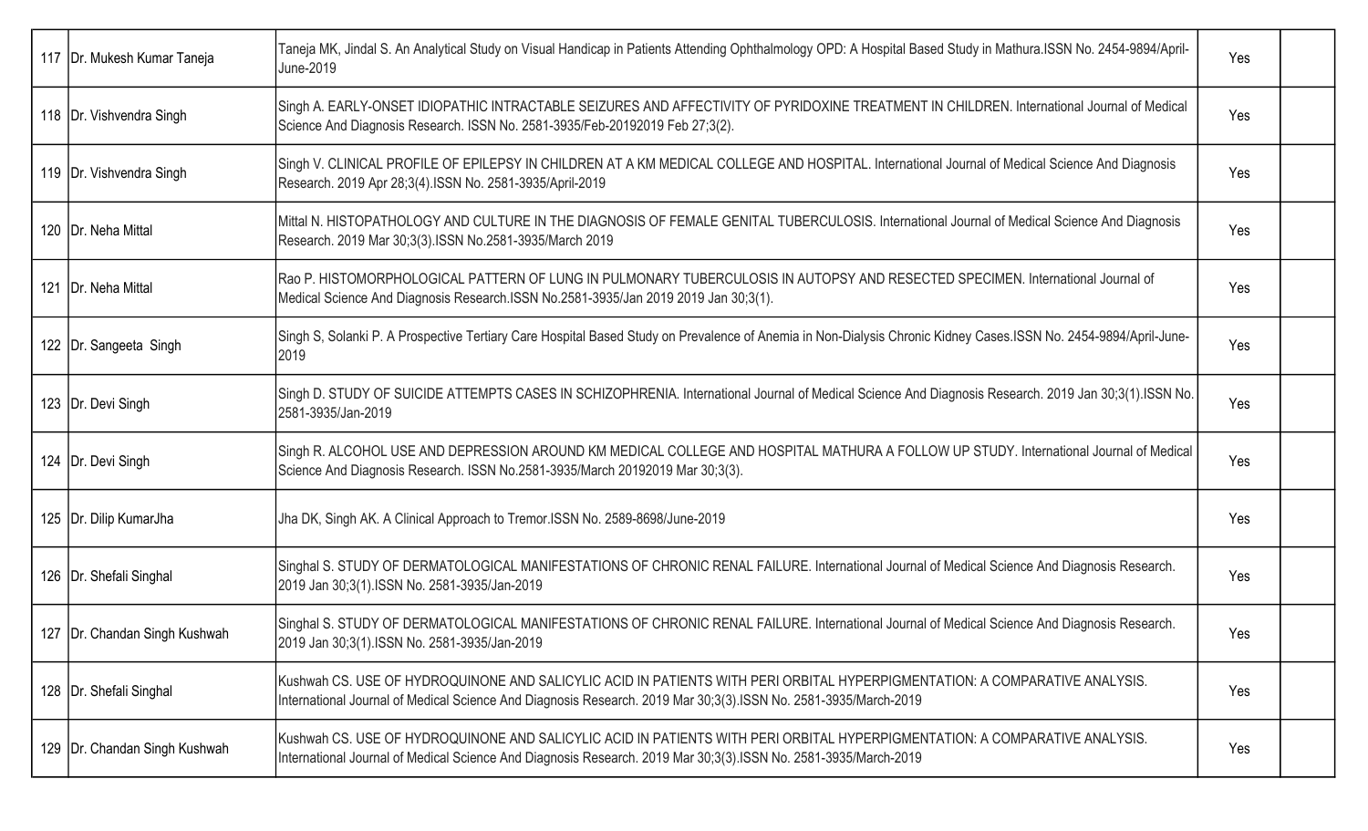| 117 | Dr. Mukesh Kumar Taneja | Taneja MK, Jindal S. An Analytical Study on Visual Handicap in Patients Attending Ophthalmology OPD: A Hospital Based Study in Mathura.ISSN No. 2454-9894/April-June-2019 | Yes | |
|---|---|---|---|---|
| 118 | Dr. Vishvendra Singh | Singh A. EARLY-ONSET IDIOPATHIC INTRACTABLE SEIZURES AND AFFECTIVITY OF PYRIDOXINE TREATMENT IN CHILDREN. International Journal of Medical Science And Diagnosis Research. ISSN No. 2581-3935/Feb-20192019 Feb 27;3(2). | Yes | |
| 119 | Dr. Vishvendra Singh | Singh V. CLINICAL PROFILE OF EPILEPSY IN CHILDREN AT A KM MEDICAL COLLEGE AND HOSPITAL. International Journal of Medical Science And Diagnosis Research. 2019 Apr 28;3(4).ISSN No. 2581-3935/April-2019 | Yes | |
| 120 | Dr. Neha Mittal | Mittal N. HISTOPATHOLOGY AND CULTURE IN THE DIAGNOSIS OF FEMALE GENITAL TUBERCULOSIS. International Journal of Medical Science And Diagnosis Research. 2019 Mar 30;3(3).ISSN No.2581-3935/March 2019 | Yes | |
| 121 | Dr. Neha Mittal | Rao P. HISTOMORPHOLOGICAL PATTERN OF LUNG IN PULMONARY TUBERCULOSIS IN AUTOPSY AND RESECTED SPECIMEN. International Journal of Medical Science And Diagnosis Research.ISSN No.2581-3935/Jan 2019 2019 Jan 30;3(1). | Yes | |
| 122 | Dr. Sangeeta Singh | Singh S, Solanki P. A Prospective Tertiary Care Hospital Based Study on Prevalence of Anemia in Non-Dialysis Chronic Kidney Cases.ISSN No. 2454-9894/April-June-2019 | Yes | |
| 123 | Dr. Devi Singh | Singh D. STUDY OF SUICIDE ATTEMPTS CASES IN SCHIZOPHRENIA. International Journal of Medical Science And Diagnosis Research. 2019 Jan 30;3(1).ISSN No. 2581-3935/Jan-2019 | Yes | |
| 124 | Dr. Devi Singh | Singh R. ALCOHOL USE AND DEPRESSION AROUND KM MEDICAL COLLEGE AND HOSPITAL MATHURA A FOLLOW UP STUDY. International Journal of Medical Science And Diagnosis Research. ISSN No.2581-3935/March 20192019 Mar 30;3(3). | Yes | |
| 125 | Dr. Dilip KumarJha | Jha DK, Singh AK. A Clinical Approach to Tremor.ISSN No. 2589-8698/June-2019 | Yes | |
| 126 | Dr. Shefali Singhal | Singhal S. STUDY OF DERMATOLOGICAL MANIFESTATIONS OF CHRONIC RENAL FAILURE. International Journal of Medical Science And Diagnosis Research. 2019 Jan 30;3(1).ISSN No. 2581-3935/Jan-2019 | Yes | |
| 127 | Dr. Chandan Singh Kushwah | Singhal S. STUDY OF DERMATOLOGICAL MANIFESTATIONS OF CHRONIC RENAL FAILURE. International Journal of Medical Science And Diagnosis Research. 2019 Jan 30;3(1).ISSN No. 2581-3935/Jan-2019 | Yes | |
| 128 | Dr. Shefali Singhal | Kushwah CS. USE OF HYDROQUINONE AND SALICYLIC ACID IN PATIENTS WITH PERI ORBITAL HYPERPIGMENTATION: A COMPARATIVE ANALYSIS. International Journal of Medical Science And Diagnosis Research. 2019 Mar 30;3(3).ISSN No. 2581-3935/March-2019 | Yes | |
| 129 | Dr. Chandan Singh Kushwah | Kushwah CS. USE OF HYDROQUINONE AND SALICYLIC ACID IN PATIENTS WITH PERI ORBITAL HYPERPIGMENTATION: A COMPARATIVE ANALYSIS. International Journal of Medical Science And Diagnosis Research. 2019 Mar 30;3(3).ISSN No. 2581-3935/March-2019 | Yes | |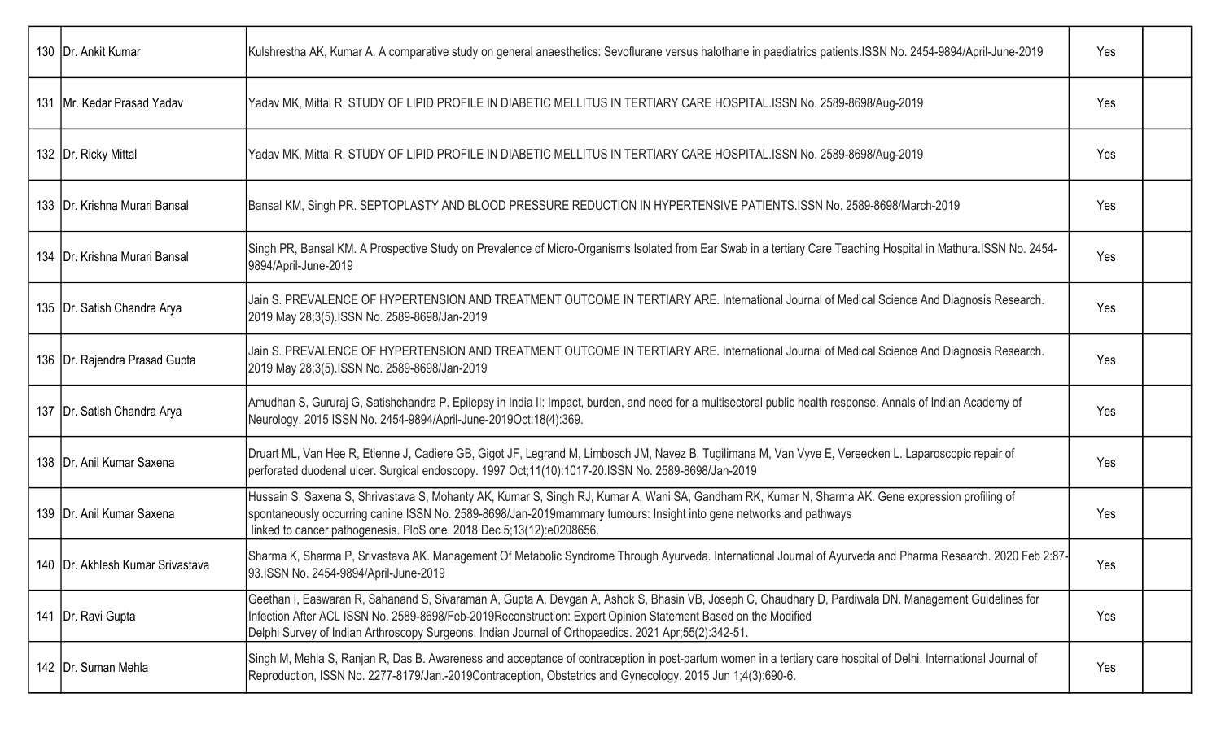| 130 | Dr. Ankit Kumar | Kulshrestha AK, Kumar A. A comparative study on general anaesthetics: Sevoflurane versus halothane in paediatrics patients.ISSN No. 2454-9894/April-June-2019 | Yes | |
|---|---|---|---|---|
| 131 | Mr. Kedar Prasad Yadav | Yadav MK, Mittal R. STUDY OF LIPID PROFILE IN DIABETIC MELLITUS IN TERTIARY CARE HOSPITAL.ISSN No. 2589-8698/Aug-2019 | Yes | |
| 132 | Dr. Ricky Mittal | Yadav MK, Mittal R. STUDY OF LIPID PROFILE IN DIABETIC MELLITUS IN TERTIARY CARE HOSPITAL.ISSN No. 2589-8698/Aug-2019 | Yes | |
| 133 | Dr. Krishna Murari Bansal | Bansal KM, Singh PR. SEPTOPLASTY AND BLOOD PRESSURE REDUCTION IN HYPERTENSIVE PATIENTS.ISSN No. 2589-8698/March-2019 | Yes | |
| 134 | Dr. Krishna Murari Bansal | Singh PR, Bansal KM. A Prospective Study on Prevalence of Micro-Organisms Isolated from Ear Swab in a tertiary Care Teaching Hospital in Mathura.ISSN No. 2454-9894/April-June-2019 | Yes | |
| 135 | Dr. Satish Chandra Arya | Jain S. PREVALENCE OF HYPERTENSION AND TREATMENT OUTCOME IN TERTIARY ARE. International Journal of Medical Science And Diagnosis Research. 2019 May 28;3(5).ISSN No. 2589-8698/Jan-2019 | Yes | |
| 136 | Dr. Rajendra Prasad Gupta | Jain S. PREVALENCE OF HYPERTENSION AND TREATMENT OUTCOME IN TERTIARY ARE. International Journal of Medical Science And Diagnosis Research. 2019 May 28;3(5).ISSN No. 2589-8698/Jan-2019 | Yes | |
| 137 | Dr. Satish Chandra Arya | Amudhan S, Gururaj G, Satishchandra P. Epilepsy in India II: Impact, burden, and need for a multisectoral public health response. Annals of Indian Academy of Neurology. 2015 ISSN No. 2454-9894/April-June-2019Oct;18(4):369. | Yes | |
| 138 | Dr. Anil Kumar Saxena | Druart ML, Van Hee R, Etienne J, Cadiere GB, Gigot JF, Legrand M, Limbosch JM, Navez B, Tugilimana M, Van Vyve E, Vereecken L. Laparoscopic repair of perforated duodenal ulcer. Surgical endoscopy. 1997 Oct;11(10):1017-20.ISSN No. 2589-8698/Jan-2019 | Yes | |
| 139 | Dr. Anil Kumar Saxena | Hussain S, Saxena S, Shrivastava S, Mohanty AK, Kumar S, Singh RJ, Kumar A, Wani SA, Gandham RK, Kumar N, Sharma AK. Gene expression profiling of spontaneously occurring canine ISSN No. 2589-8698/Jan-2019mammary tumours: Insight into gene networks and pathways linked to cancer pathogenesis. PloS one. 2018 Dec 5;13(12):e0208656. | Yes | |
| 140 | Dr. Akhlesh Kumar Srivastava | Sharma K, Sharma P, Srivastava AK. Management Of Metabolic Syndrome Through Ayurveda. International Journal of Ayurveda and Pharma Research. 2020 Feb 2:87-93.ISSN No. 2454-9894/April-June-2019 | Yes | |
| 141 | Dr. Ravi Gupta | Geethan I, Easwaran R, Sahanand S, Sivaraman A, Gupta A, Devgan A, Ashok S, Bhasin VB, Joseph C, Chaudhary D, Pardiwala DN. Management Guidelines for Infection After ACL ISSN No. 2589-8698/Feb-2019Reconstruction: Expert Opinion Statement Based on the Modified Delphi Survey of Indian Arthroscopy Surgeons. Indian Journal of Orthopaedics. 2021 Apr;55(2):342-51. | Yes | |
| 142 | Dr. Suman Mehla | Singh M, Mehla S, Ranjan R, Das B. Awareness and acceptance of contraception in post-partum women in a tertiary care hospital of Delhi. International Journal of Reproduction, ISSN No. 2277-8179/Jan.-2019Contraception, Obstetrics and Gynecology. 2015 Jun 1;4(3):690-6. | Yes | |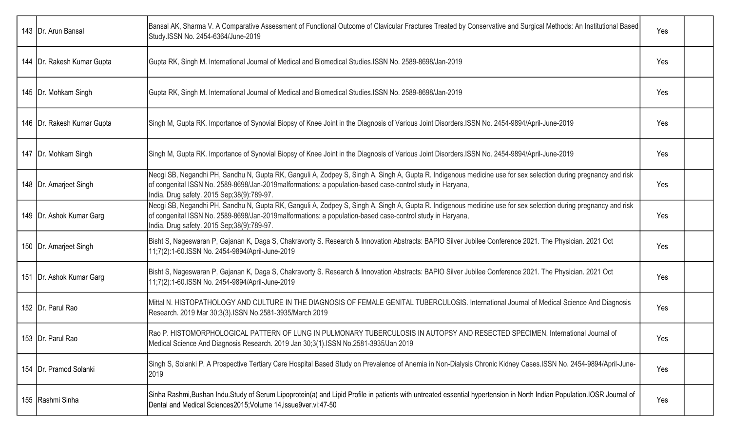| | | | | |
|---|---|---|---|---|
| 143 | Dr. Arun Bansal | Bansal AK, Sharma V. A Comparative Assessment of Functional Outcome of Clavicular Fractures Treated by Conservative and Surgical Methods: An Institutional Based Study.ISSN No. 2454-6364/June-2019 | Yes | |
| 144 | Dr. Rakesh Kumar Gupta | Gupta RK, Singh M. International Journal of Medical and Biomedical Studies.ISSN No. 2589-8698/Jan-2019 | Yes | |
| 145 | Dr. Mohkam Singh | Gupta RK, Singh M. International Journal of Medical and Biomedical Studies.ISSN No. 2589-8698/Jan-2019 | Yes | |
| 146 | Dr. Rakesh Kumar Gupta | Singh M, Gupta RK. Importance of Synovial Biopsy of Knee Joint in the Diagnosis of Various Joint Disorders.ISSN No. 2454-9894/April-June-2019 | Yes | |
| 147 | Dr. Mohkam Singh | Singh M, Gupta RK. Importance of Synovial Biopsy of Knee Joint in the Diagnosis of Various Joint Disorders.ISSN No. 2454-9894/April-June-2019 | Yes | |
| 148 | Dr. Amarjeet Singh | Neogi SB, Negandhi PH, Sandhu N, Gupta RK, Ganguli A, Zodpey S, Singh A, Singh A, Gupta R. Indigenous medicine use for sex selection during pregnancy and risk of congenital ISSN No. 2589-8698/Jan-2019malformations: a population-based case-control study in Haryana, India. Drug safety. 2015 Sep;38(9):789-97. | Yes | |
| 149 | Dr. Ashok Kumar Garg | Neogi SB, Negandhi PH, Sandhu N, Gupta RK, Ganguli A, Zodpey S, Singh A, Singh A, Gupta R. Indigenous medicine use for sex selection during pregnancy and risk of congenital ISSN No. 2589-8698/Jan-2019malformations: a population-based case-control study in Haryana, India. Drug safety. 2015 Sep;38(9):789-97. | Yes | |
| 150 | Dr. Amarjeet Singh | Bisht S, Nageswaran P, Gajanan K, Daga S, Chakravorty S. Research & Innovation Abstracts: BAPIO Silver Jubilee Conference 2021. The Physician. 2021 Oct 11;7(2):1-60.ISSN No. 2454-9894/April-June-2019 | Yes | |
| 151 | Dr. Ashok Kumar Garg | Bisht S, Nageswaran P, Gajanan K, Daga S, Chakravorty S. Research & Innovation Abstracts: BAPIO Silver Jubilee Conference 2021. The Physician. 2021 Oct 11;7(2):1-60.ISSN No. 2454-9894/April-June-2019 | Yes | |
| 152 | Dr. Parul Rao | Mittal N. HISTOPATHOLOGY AND CULTURE IN THE DIAGNOSIS OF FEMALE GENITAL TUBERCULOSIS. International Journal of Medical Science And Diagnosis Research. 2019 Mar 30;3(3).ISSN No.2581-3935/March 2019 | Yes | |
| 153 | Dr. Parul Rao | Rao P. HISTOMORPHOLOGICAL PATTERN OF LUNG IN PULMONARY TUBERCULOSIS IN AUTOPSY AND RESECTED SPECIMEN. International Journal of Medical Science And Diagnosis Research. 2019 Jan 30;3(1).ISSN No.2581-3935/Jan 2019 | Yes | |
| 154 | Dr. Pramod Solanki | Singh S, Solanki P. A Prospective Tertiary Care Hospital Based Study on Prevalence of Anemia in Non-Dialysis Chronic Kidney Cases.ISSN No. 2454-9894/April-June-2019 | Yes | |
| 155 | Rashmi Sinha | Sinha Rashmi,Bushan Indu.Study of Serum Lipoprotein(a) and Lipid Profile in patients with untreated essential hypertension in North Indian Population.IOSR Journal of Dental and Medical Sciences2015;Volume 14,issue9ver.vi:47-50 | Yes | |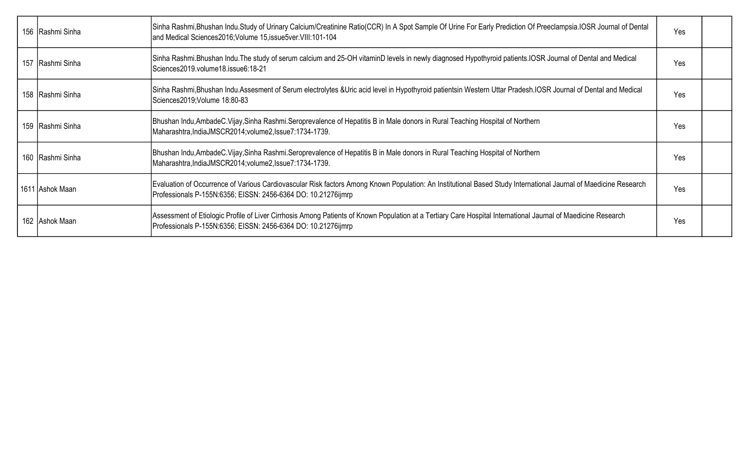| | | | | |
|---|---|---|---|---|
| 156 | Rashmi Sinha | Sinha Rashmi,Bhushan Indu.Study of Urinary Calcium/Creatinine Ratio(CCR) In A Spot Sample Of Urine For Early Prediction Of Preeclampsia.IOSR Journal of Dental and Medical Sciences2016;Volume 15,issue5ver.VIII:101-104 | Yes | |
| 157 | Rashmi Sinha | Sinha Rashmi.Bhushan Indu.The study of serum calcium and 25-OH vitaminD levels in newly diagnosed Hypothyroid patients.IOSR Journal of Dental and Medical Sciences2019.volume18.issue6:18-21 | Yes | |
| 158 | Rashmi Sinha | Sinha Rashmi,Bhushan Indu.Assesment of Serum electrolytes &Uric acid level in Hypothyroid patientsin Western Uttar Pradesh.IOSR Journal of Dental and Medical Sciences2019;Volume 18:80-83 | Yes | |
| 159 | Rashmi Sinha | Bhushan Indu,AmbadeC.Vijay,Sinha Rashmi.Seroprevalence of Hepatitis B in Male donors in Rural Teaching Hospital of Northern Maharashtra,IndiaJMSCR2014;volume2,Issue7:1734-1739. | Yes | |
| 160 | Rashmi Sinha | Bhushan Indu,AmbadeC.Vijay,Sinha Rashmi.Seroprevalence of Hepatitis B in Male donors in Rural Teaching Hospital of Northern Maharashtra,IndiaJMSCR2014;volume2,Issue7:1734-1739. | Yes | |
| 1611 | Ashok Maan | Evaluation of Occurrence of Various Cardiovascular Risk factors Among Known Population: An Institutional Based Study International Jaurnal of Maedicine Research Professionals P-155N:6356; EISSN: 2456-6364 DO: 10.21276ijmrp | Yes | |
| 162 | Ashok Maan | Assessment of Etiologic Profile of Liver Cirrhosis Among Patients of Known Population at a Tertiary Care Hospital International Jaurnal of Maedicine Research Professionals P-155N:6356; EISSN: 2456-6364 DO: 10.21276ijmrp | Yes | |